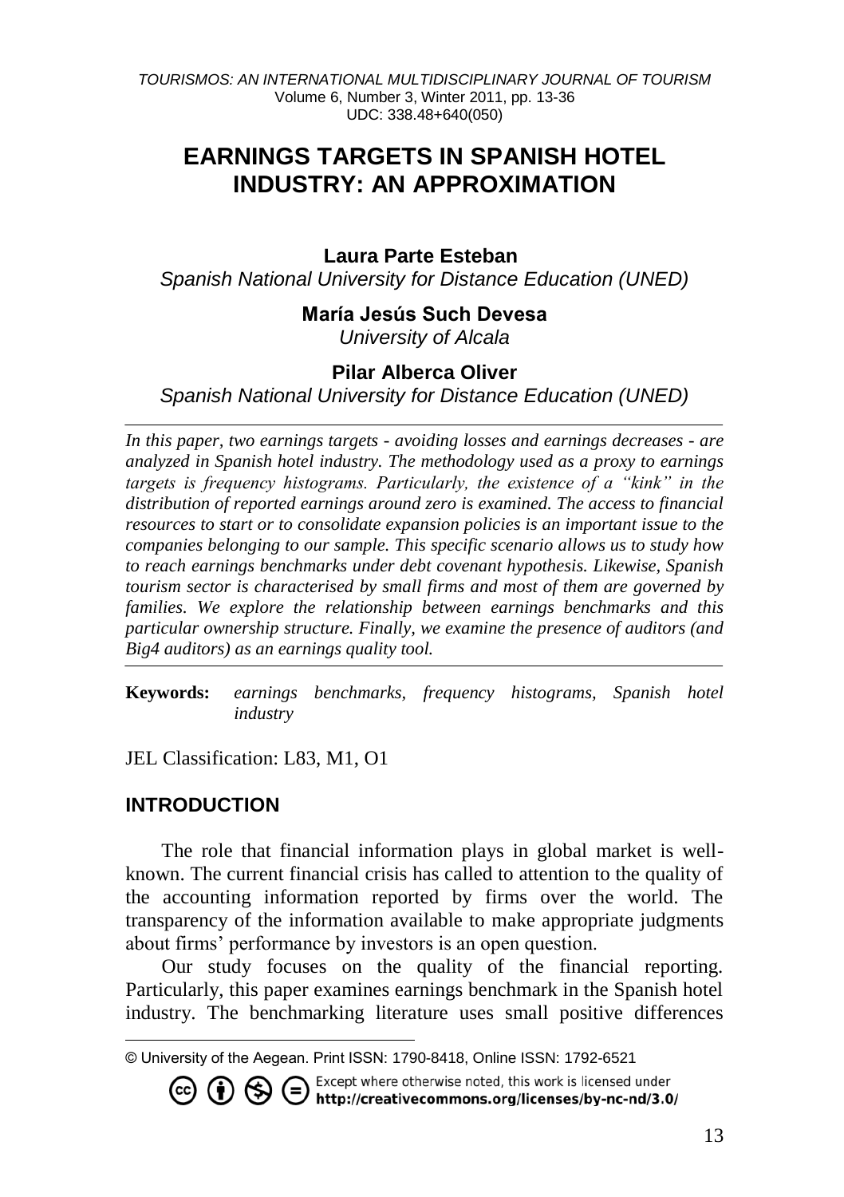# EARNINGS TARGETS IN SPANISH HOTEL INDUSTRY: AN APPROXIMATION

**Laura Parte Esteban**
*Spanish National University for Distance Education (UNED)*

**María Jesús Such Devesa**
*University of Alcala*

**Pilar Alberca Oliver**
*Spanish National University for Distance Education (UNED)*

*In this paper, two earnings targets - avoiding losses and earnings decreases - are analyzed in Spanish hotel industry. The methodology used as a proxy to earnings targets is frequency histograms. Particularly, the existence of a "kink" in the distribution of reported earnings around zero is examined. The access to financial resources to start or to consolidate expansion policies is an important issue to the companies belonging to our sample. This specific scenario allows us to study how to reach earnings benchmarks under debt covenant hypothesis. Likewise, Spanish tourism sector is characterised by small firms and most of them are governed by families. We explore the relationship between earnings benchmarks and this particular ownership structure. Finally, we examine the presence of auditors (and Big4 auditors) as an earnings quality tool.*

**Keywords:** *earnings benchmarks, frequency histograms, Spanish hotel industry*

JEL Classification: L83, M1, O1

## INTRODUCTION

The role that financial information plays in global market is well-known. The current financial crisis has called to attention to the quality of the accounting information reported by firms over the world. The transparency of the information available to make appropriate judgments about firms' performance by investors is an open question.

Our study focuses on the quality of the financial reporting. Particularly, this paper examines earnings benchmark in the Spanish hotel industry. The benchmarking literature uses small positive differences

---

© University of the Aegean. Print ISSN: 1790-8418, Online ISSN: 1792-6521

Except where otherwise noted, this work is licensed under http://creativecommons.org/licenses/by-nc-nd/3.0/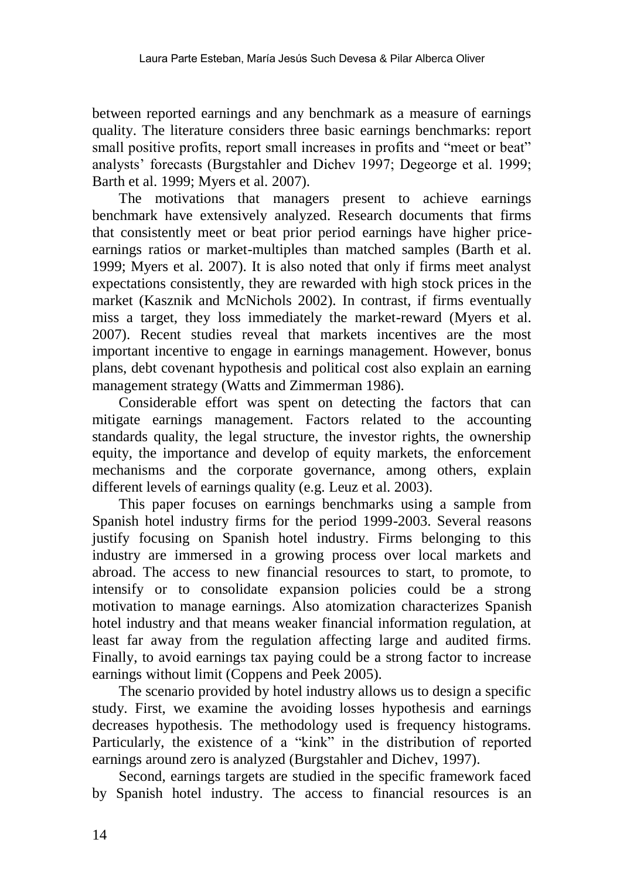between reported earnings and any benchmark as a measure of earnings quality. The literature considers three basic earnings benchmarks: report small positive profits, report small increases in profits and "meet or beat" analysts' forecasts (Burgstahler and Dichev 1997; Degeorge et al. 1999; Barth et al. 1999; Myers et al. 2007).

The motivations that managers present to achieve earnings benchmark have extensively analyzed. Research documents that firms that consistently meet or beat prior period earnings have higher price-earnings ratios or market-multiples than matched samples (Barth et al. 1999; Myers et al. 2007). It is also noted that only if firms meet analyst expectations consistently, they are rewarded with high stock prices in the market (Kasznik and McNichols 2002). In contrast, if firms eventually miss a target, they loss immediately the market-reward (Myers et al. 2007). Recent studies reveal that markets incentives are the most important incentive to engage in earnings management. However, bonus plans, debt covenant hypothesis and political cost also explain an earning management strategy (Watts and Zimmerman 1986).

Considerable effort was spent on detecting the factors that can mitigate earnings management. Factors related to the accounting standards quality, the legal structure, the investor rights, the ownership equity, the importance and develop of equity markets, the enforcement mechanisms and the corporate governance, among others, explain different levels of earnings quality (e.g. Leuz et al. 2003).

This paper focuses on earnings benchmarks using a sample from Spanish hotel industry firms for the period 1999-2003. Several reasons justify focusing on Spanish hotel industry. Firms belonging to this industry are immersed in a growing process over local markets and abroad. The access to new financial resources to start, to promote, to intensify or to consolidate expansion policies could be a strong motivation to manage earnings. Also atomization characterizes Spanish hotel industry and that means weaker financial information regulation, at least far away from the regulation affecting large and audited firms. Finally, to avoid earnings tax paying could be a strong factor to increase earnings without limit (Coppens and Peek 2005).

The scenario provided by hotel industry allows us to design a specific study. First, we examine the avoiding losses hypothesis and earnings decreases hypothesis. The methodology used is frequency histograms. Particularly, the existence of a "kink" in the distribution of reported earnings around zero is analyzed (Burgstahler and Dichev, 1997).

Second, earnings targets are studied in the specific framework faced by Spanish hotel industry. The access to financial resources is an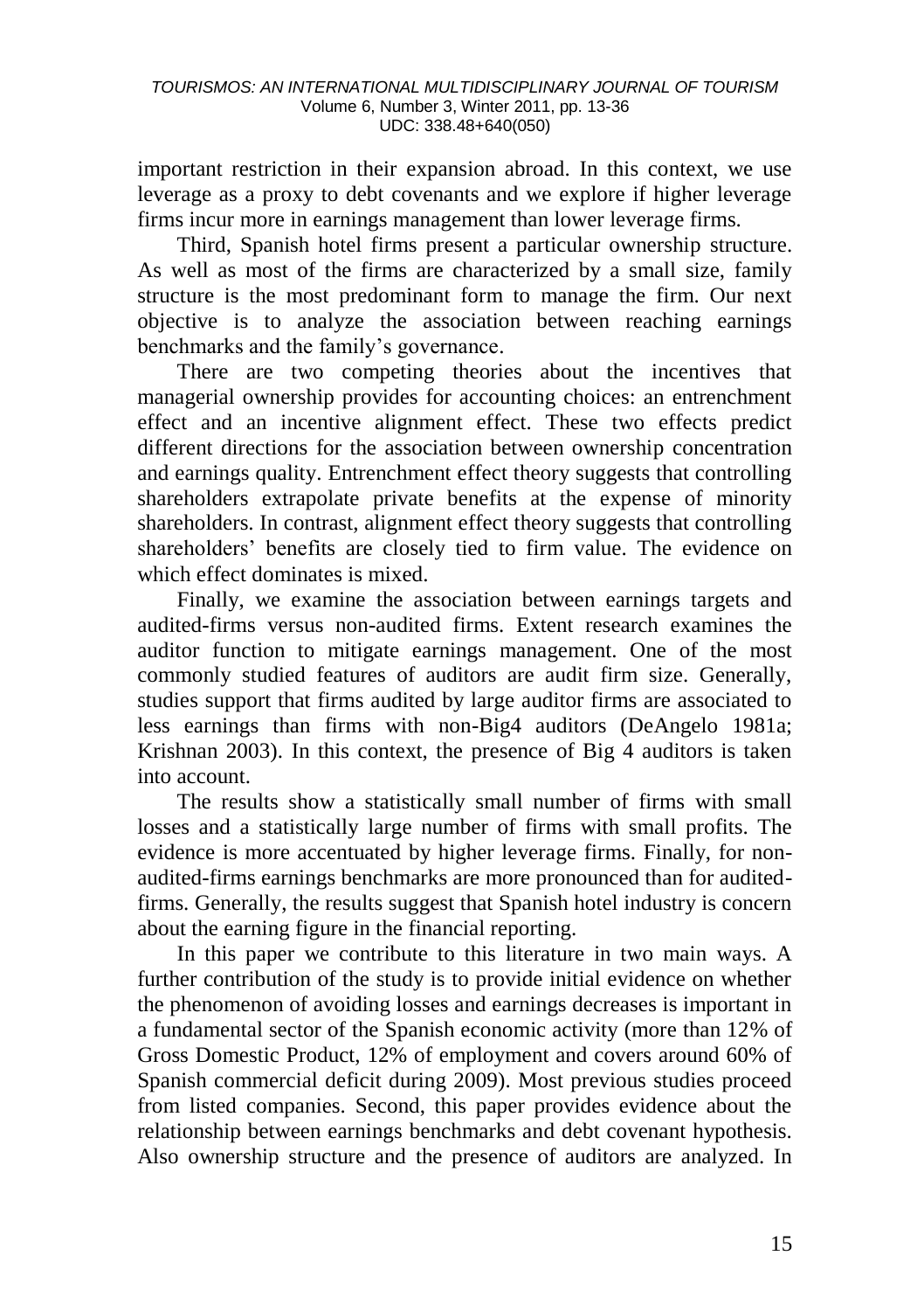important restriction in their expansion abroad. In this context, we use leverage as a proxy to debt covenants and we explore if higher leverage firms incur more in earnings management than lower leverage firms.

Third, Spanish hotel firms present a particular ownership structure. As well as most of the firms are characterized by a small size, family structure is the most predominant form to manage the firm. Our next objective is to analyze the association between reaching earnings benchmarks and the family's governance.

There are two competing theories about the incentives that managerial ownership provides for accounting choices: an entrenchment effect and an incentive alignment effect. These two effects predict different directions for the association between ownership concentration and earnings quality. Entrenchment effect theory suggests that controlling shareholders extrapolate private benefits at the expense of minority shareholders. In contrast, alignment effect theory suggests that controlling shareholders' benefits are closely tied to firm value. The evidence on which effect dominates is mixed.

Finally, we examine the association between earnings targets and audited-firms versus non-audited firms. Extent research examines the auditor function to mitigate earnings management. One of the most commonly studied features of auditors are audit firm size. Generally, studies support that firms audited by large auditor firms are associated to less earnings than firms with non-Big4 auditors (DeAngelo 1981a; Krishnan 2003). In this context, the presence of Big 4 auditors is taken into account.

The results show a statistically small number of firms with small losses and a statistically large number of firms with small profits. The evidence is more accentuated by higher leverage firms. Finally, for non-audited-firms earnings benchmarks are more pronounced than for audited-firms. Generally, the results suggest that Spanish hotel industry is concern about the earning figure in the financial reporting.

In this paper we contribute to this literature in two main ways. A further contribution of the study is to provide initial evidence on whether the phenomenon of avoiding losses and earnings decreases is important in a fundamental sector of the Spanish economic activity (more than 12% of Gross Domestic Product, 12% of employment and covers around 60% of Spanish commercial deficit during 2009). Most previous studies proceed from listed companies. Second, this paper provides evidence about the relationship between earnings benchmarks and debt covenant hypothesis. Also ownership structure and the presence of auditors are analyzed. In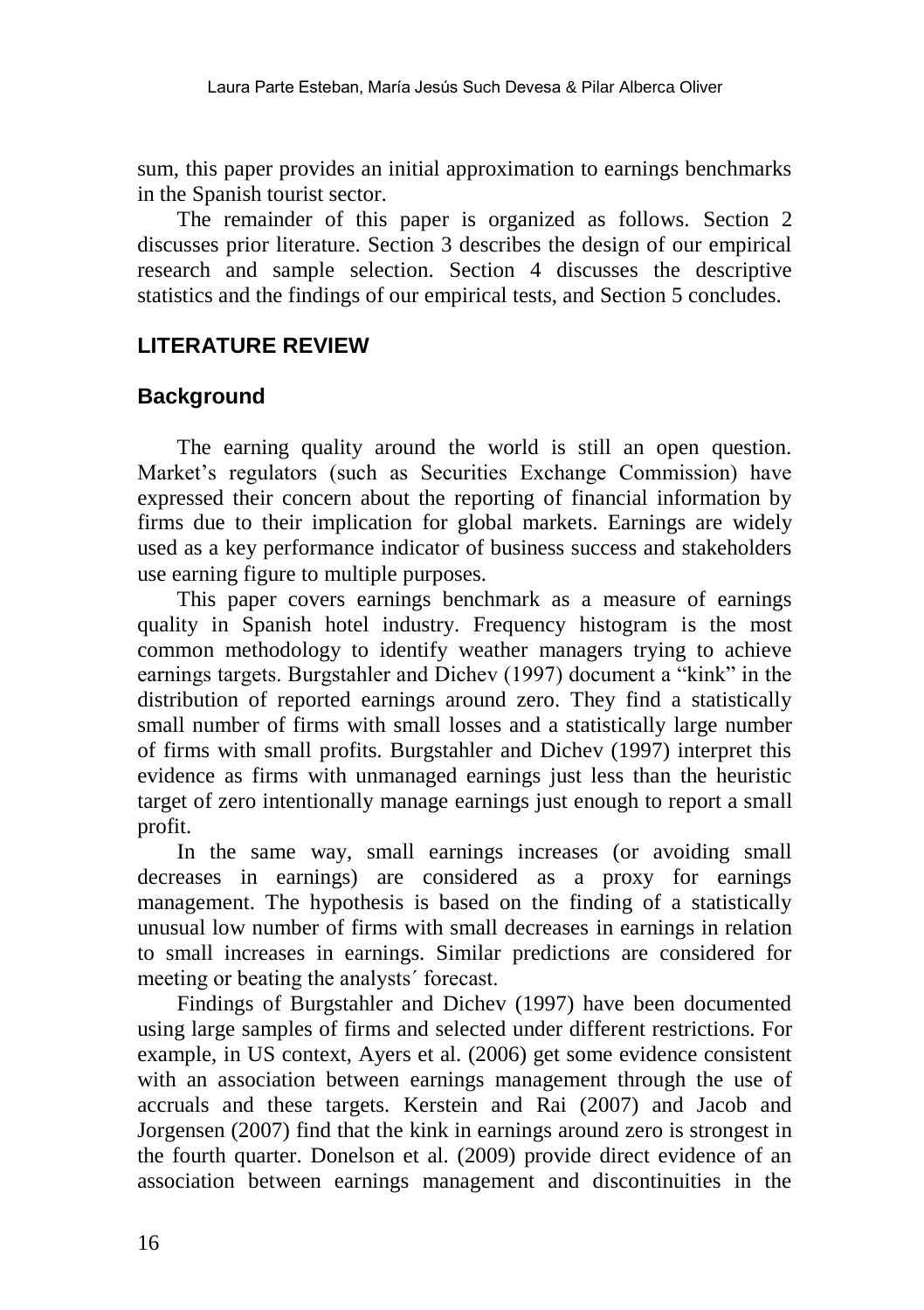sum, this paper provides an initial approximation to earnings benchmarks in the Spanish tourist sector.

The remainder of this paper is organized as follows. Section 2 discusses prior literature. Section 3 describes the design of our empirical research and sample selection. Section 4 discusses the descriptive statistics and the findings of our empirical tests, and Section 5 concludes.

## LITERATURE REVIEW

### Background

The earning quality around the world is still an open question. Market's regulators (such as Securities Exchange Commission) have expressed their concern about the reporting of financial information by firms due to their implication for global markets. Earnings are widely used as a key performance indicator of business success and stakeholders use earning figure to multiple purposes.

This paper covers earnings benchmark as a measure of earnings quality in Spanish hotel industry. Frequency histogram is the most common methodology to identify weather managers trying to achieve earnings targets. Burgstahler and Dichev (1997) document a "kink" in the distribution of reported earnings around zero. They find a statistically small number of firms with small losses and a statistically large number of firms with small profits. Burgstahler and Dichev (1997) interpret this evidence as firms with unmanaged earnings just less than the heuristic target of zero intentionally manage earnings just enough to report a small profit.

In the same way, small earnings increases (or avoiding small decreases in earnings) are considered as a proxy for earnings management. The hypothesis is based on the finding of a statistically unusual low number of firms with small decreases in earnings in relation to small increases in earnings. Similar predictions are considered for meeting or beating the analysts´ forecast.

Findings of Burgstahler and Dichev (1997) have been documented using large samples of firms and selected under different restrictions. For example, in US context, Ayers et al. (2006) get some evidence consistent with an association between earnings management through the use of accruals and these targets. Kerstein and Rai (2007) and Jacob and Jorgensen (2007) find that the kink in earnings around zero is strongest in the fourth quarter. Donelson et al. (2009) provide direct evidence of an association between earnings management and discontinuities in the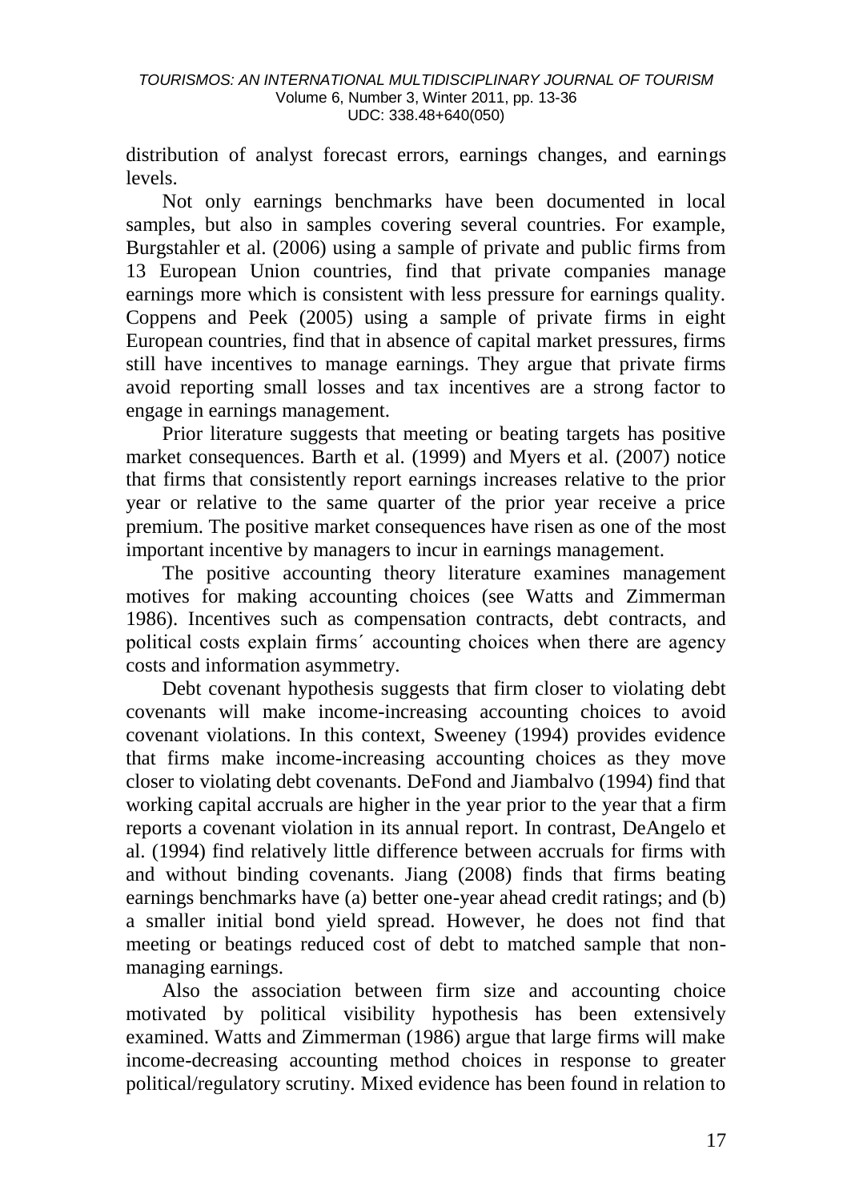distribution of analyst forecast errors, earnings changes, and earnings levels.

Not only earnings benchmarks have been documented in local samples, but also in samples covering several countries. For example, Burgstahler et al. (2006) using a sample of private and public firms from 13 European Union countries, find that private companies manage earnings more which is consistent with less pressure for earnings quality. Coppens and Peek (2005) using a sample of private firms in eight European countries, find that in absence of capital market pressures, firms still have incentives to manage earnings. They argue that private firms avoid reporting small losses and tax incentives are a strong factor to engage in earnings management.

Prior literature suggests that meeting or beating targets has positive market consequences. Barth et al. (1999) and Myers et al. (2007) notice that firms that consistently report earnings increases relative to the prior year or relative to the same quarter of the prior year receive a price premium. The positive market consequences have risen as one of the most important incentive by managers to incur in earnings management.

The positive accounting theory literature examines management motives for making accounting choices (see Watts and Zimmerman 1986). Incentives such as compensation contracts, debt contracts, and political costs explain firms´ accounting choices when there are agency costs and information asymmetry.

Debt covenant hypothesis suggests that firm closer to violating debt covenants will make income-increasing accounting choices to avoid covenant violations. In this context, Sweeney (1994) provides evidence that firms make income-increasing accounting choices as they move closer to violating debt covenants. DeFond and Jiambalvo (1994) find that working capital accruals are higher in the year prior to the year that a firm reports a covenant violation in its annual report. In contrast, DeAngelo et al. (1994) find relatively little difference between accruals for firms with and without binding covenants. Jiang (2008) finds that firms beating earnings benchmarks have (a) better one-year ahead credit ratings; and (b) a smaller initial bond yield spread. However, he does not find that meeting or beatings reduced cost of debt to matched sample that non-managing earnings.

Also the association between firm size and accounting choice motivated by political visibility hypothesis has been extensively examined. Watts and Zimmerman (1986) argue that large firms will make income-decreasing accounting method choices in response to greater political/regulatory scrutiny. Mixed evidence has been found in relation to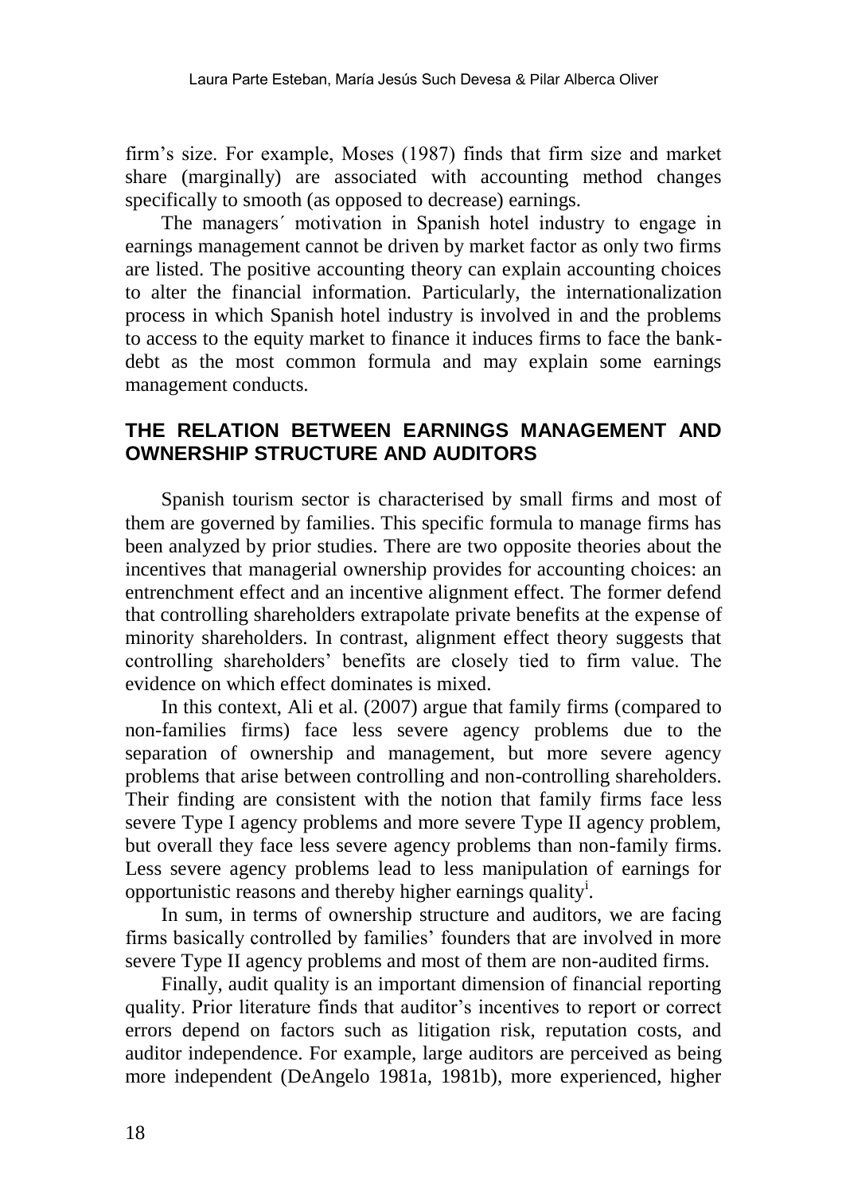firm's size. For example, Moses (1987) finds that firm size and market share (marginally) are associated with accounting method changes specifically to smooth (as opposed to decrease) earnings.

The managers´ motivation in Spanish hotel industry to engage in earnings management cannot be driven by market factor as only two firms are listed. The positive accounting theory can explain accounting choices to alter the financial information. Particularly, the internationalization process in which Spanish hotel industry is involved in and the problems to access to the equity market to finance it induces firms to face the bank-debt as the most common formula and may explain some earnings management conducts.

## THE RELATION BETWEEN EARNINGS MANAGEMENT AND OWNERSHIP STRUCTURE AND AUDITORS

Spanish tourism sector is characterised by small firms and most of them are governed by families. This specific formula to manage firms has been analyzed by prior studies. There are two opposite theories about the incentives that managerial ownership provides for accounting choices: an entrenchment effect and an incentive alignment effect. The former defend that controlling shareholders extrapolate private benefits at the expense of minority shareholders. In contrast, alignment effect theory suggests that controlling shareholders' benefits are closely tied to firm value. The evidence on which effect dominates is mixed.

In this context, Ali et al. (2007) argue that family firms (compared to non-families firms) face less severe agency problems due to the separation of ownership and management, but more severe agency problems that arise between controlling and non-controlling shareholders. Their finding are consistent with the notion that family firms face less severe Type I agency problems and more severe Type II agency problem, but overall they face less severe agency problems than non-family firms. Less severe agency problems lead to less manipulation of earnings for opportunistic reasons and thereby higher earnings quality[i].

In sum, in terms of ownership structure and auditors, we are facing firms basically controlled by families' founders that are involved in more severe Type II agency problems and most of them are non-audited firms.

Finally, audit quality is an important dimension of financial reporting quality. Prior literature finds that auditor's incentives to report or correct errors depend on factors such as litigation risk, reputation costs, and auditor independence. For example, large auditors are perceived as being more independent (DeAngelo 1981a, 1981b), more experienced, higher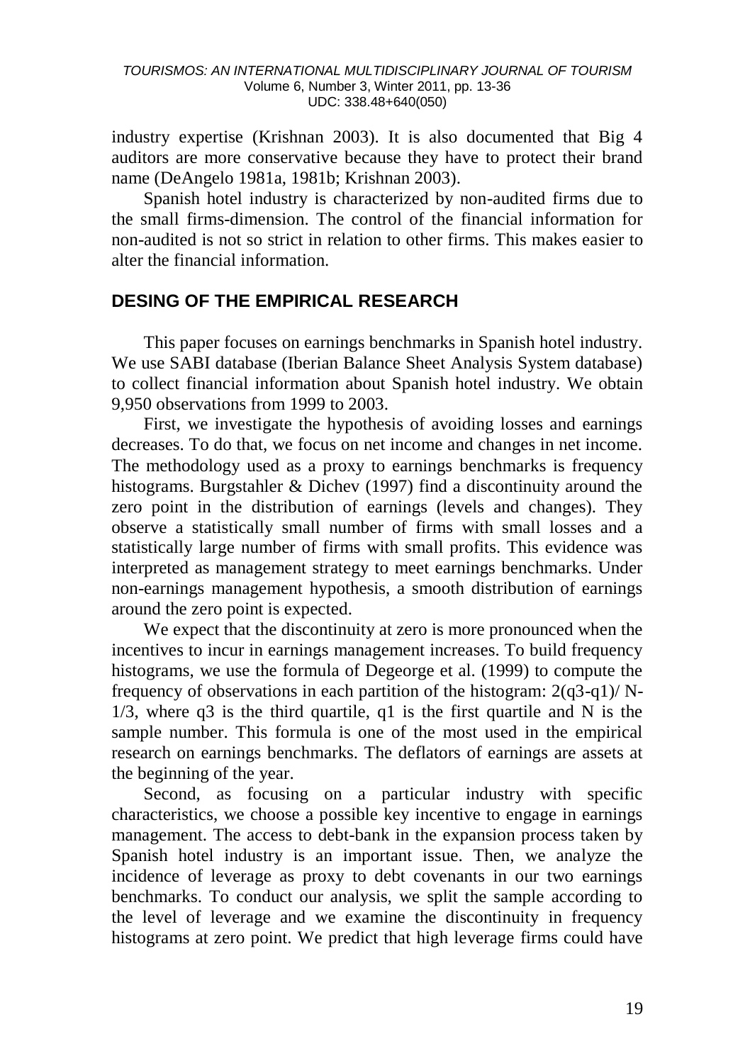industry expertise (Krishnan 2003). It is also documented that Big 4 auditors are more conservative because they have to protect their brand name (DeAngelo 1981a, 1981b; Krishnan 2003).

Spanish hotel industry is characterized by non-audited firms due to the small firms-dimension. The control of the financial information for non-audited is not so strict in relation to other firms. This makes easier to alter the financial information.

## DESING OF THE EMPIRICAL RESEARCH

This paper focuses on earnings benchmarks in Spanish hotel industry. We use SABI database (Iberian Balance Sheet Analysis System database) to collect financial information about Spanish hotel industry. We obtain 9,950 observations from 1999 to 2003.

First, we investigate the hypothesis of avoiding losses and earnings decreases. To do that, we focus on net income and changes in net income. The methodology used as a proxy to earnings benchmarks is frequency histograms. Burgstahler & Dichev (1997) find a discontinuity around the zero point in the distribution of earnings (levels and changes). They observe a statistically small number of firms with small losses and a statistically large number of firms with small profits. This evidence was interpreted as management strategy to meet earnings benchmarks. Under non-earnings management hypothesis, a smooth distribution of earnings around the zero point is expected.

We expect that the discontinuity at zero is more pronounced when the incentives to incur in earnings management increases. To build frequency histograms, we use the formula of Degeorge et al. (1999) to compute the frequency of observations in each partition of the histogram: $2(q3\text{-}q1)/ N^{-1/3}$, where q3 is the third quartile, q1 is the first quartile and N is the sample number. This formula is one of the most used in the empirical research on earnings benchmarks. The deflators of earnings are assets at the beginning of the year.

Second, as focusing on a particular industry with specific characteristics, we choose a possible key incentive to engage in earnings management. The access to debt-bank in the expansion process taken by Spanish hotel industry is an important issue. Then, we analyze the incidence of leverage as proxy to debt covenants in our two earnings benchmarks. To conduct our analysis, we split the sample according to the level of leverage and we examine the discontinuity in frequency histograms at zero point. We predict that high leverage firms could have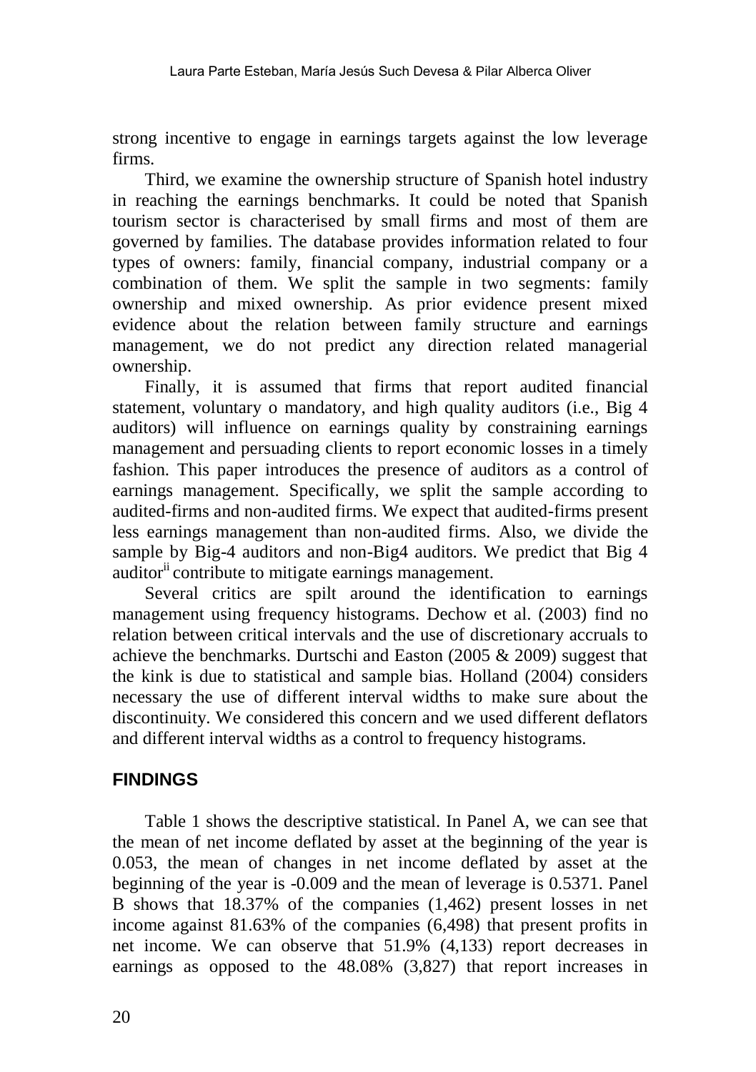strong incentive to engage in earnings targets against the low leverage firms.

Third, we examine the ownership structure of Spanish hotel industry in reaching the earnings benchmarks. It could be noted that Spanish tourism sector is characterised by small firms and most of them are governed by families. The database provides information related to four types of owners: family, financial company, industrial company or a combination of them. We split the sample in two segments: family ownership and mixed ownership. As prior evidence present mixed evidence about the relation between family structure and earnings management, we do not predict any direction related managerial ownership.

Finally, it is assumed that firms that report audited financial statement, voluntary o mandatory, and high quality auditors (i.e., Big 4 auditors) will influence on earnings quality by constraining earnings management and persuading clients to report economic losses in a timely fashion. This paper introduces the presence of auditors as a control of earnings management. Specifically, we split the sample according to audited-firms and non-audited firms. We expect that audited-firms present less earnings management than non-audited firms. Also, we divide the sample by Big-4 auditors and non-Big4 auditors. We predict that Big 4 auditor[ii] contribute to mitigate earnings management.

Several critics are spilt around the identification to earnings management using frequency histograms. Dechow et al. (2003) find no relation between critical intervals and the use of discretionary accruals to achieve the benchmarks. Durtschi and Easton (2005 & 2009) suggest that the kink is due to statistical and sample bias. Holland (2004) considers necessary the use of different interval widths to make sure about the discontinuity. We considered this concern and we used different deflators and different interval widths as a control to frequency histograms.

## FINDINGS

Table 1 shows the descriptive statistical. In Panel A, we can see that the mean of net income deflated by asset at the beginning of the year is 0.053, the mean of changes in net income deflated by asset at the beginning of the year is -0.009 and the mean of leverage is 0.5371. Panel B shows that 18.37% of the companies (1,462) present losses in net income against 81.63% of the companies (6,498) that present profits in net income. We can observe that 51.9% (4,133) report decreases in earnings as opposed to the 48.08% (3,827) that report increases in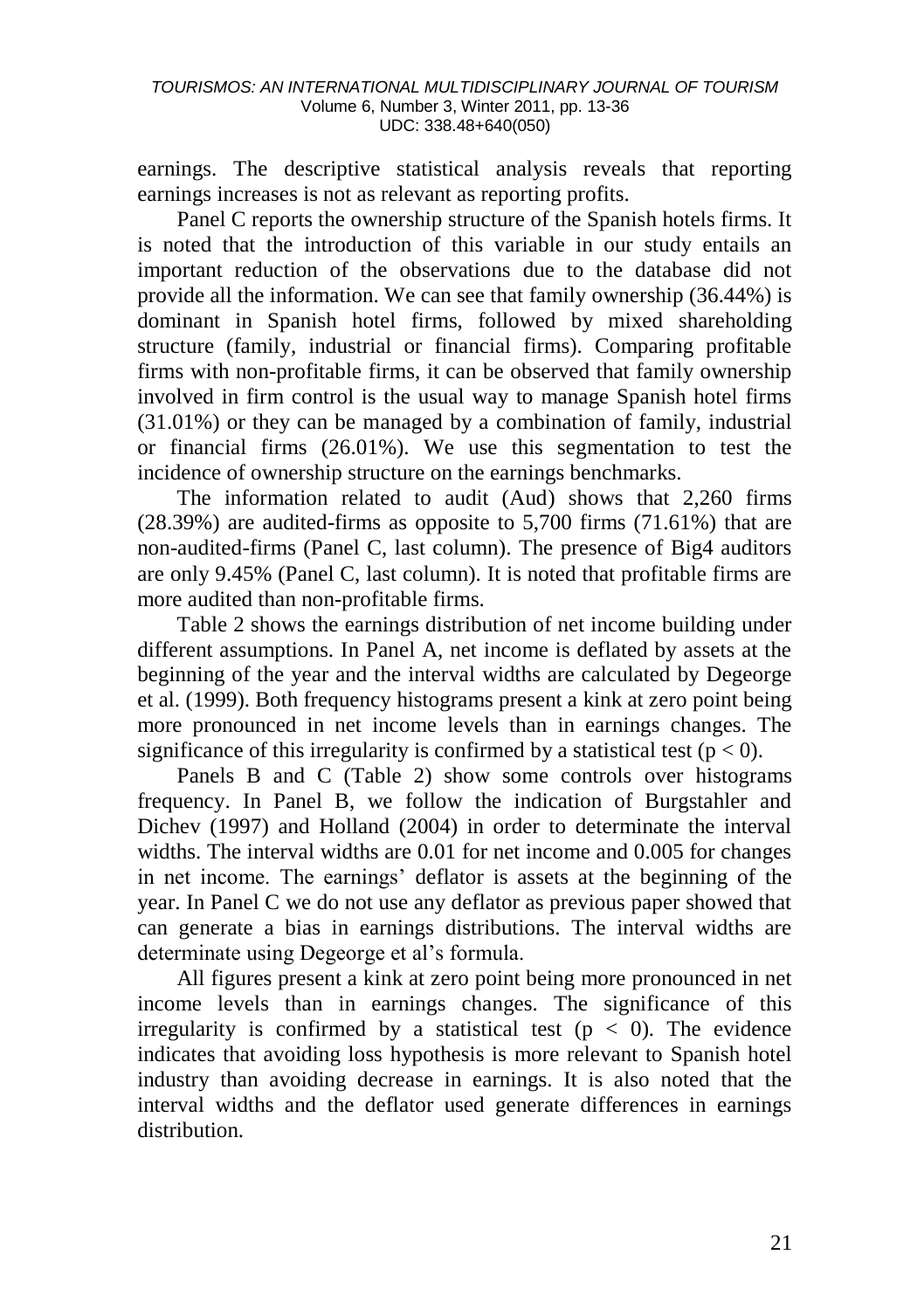earnings. The descriptive statistical analysis reveals that reporting earnings increases is not as relevant as reporting profits.

Panel C reports the ownership structure of the Spanish hotels firms. It is noted that the introduction of this variable in our study entails an important reduction of the observations due to the database did not provide all the information. We can see that family ownership (36.44%) is dominant in Spanish hotel firms, followed by mixed shareholding structure (family, industrial or financial firms). Comparing profitable firms with non-profitable firms, it can be observed that family ownership involved in firm control is the usual way to manage Spanish hotel firms (31.01%) or they can be managed by a combination of family, industrial or financial firms (26.01%). We use this segmentation to test the incidence of ownership structure on the earnings benchmarks.

The information related to audit (Aud) shows that 2,260 firms (28.39%) are audited-firms as opposite to 5,700 firms (71.61%) that are non-audited-firms (Panel C, last column). The presence of Big4 auditors are only 9.45% (Panel C, last column). It is noted that profitable firms are more audited than non-profitable firms.

Table 2 shows the earnings distribution of net income building under different assumptions. In Panel A, net income is deflated by assets at the beginning of the year and the interval widths are calculated by Degeorge et al. (1999). Both frequency histograms present a kink at zero point being more pronounced in net income levels than in earnings changes. The significance of this irregularity is confirmed by a statistical test ($p < 0$).

Panels B and C (Table 2) show some controls over histograms frequency. In Panel B, we follow the indication of Burgstahler and Dichev (1997) and Holland (2004) in order to determinate the interval widths. The interval widths are 0.01 for net income and 0.005 for changes in net income. The earnings' deflator is assets at the beginning of the year. In Panel C we do not use any deflator as previous paper showed that can generate a bias in earnings distributions. The interval widths are determinate using Degeorge et al's formula.

All figures present a kink at zero point being more pronounced in net income levels than in earnings changes. The significance of this irregularity is confirmed by a statistical test ($p < 0$). The evidence indicates that avoiding loss hypothesis is more relevant to Spanish hotel industry than avoiding decrease in earnings. It is also noted that the interval widths and the deflator used generate differences in earnings distribution.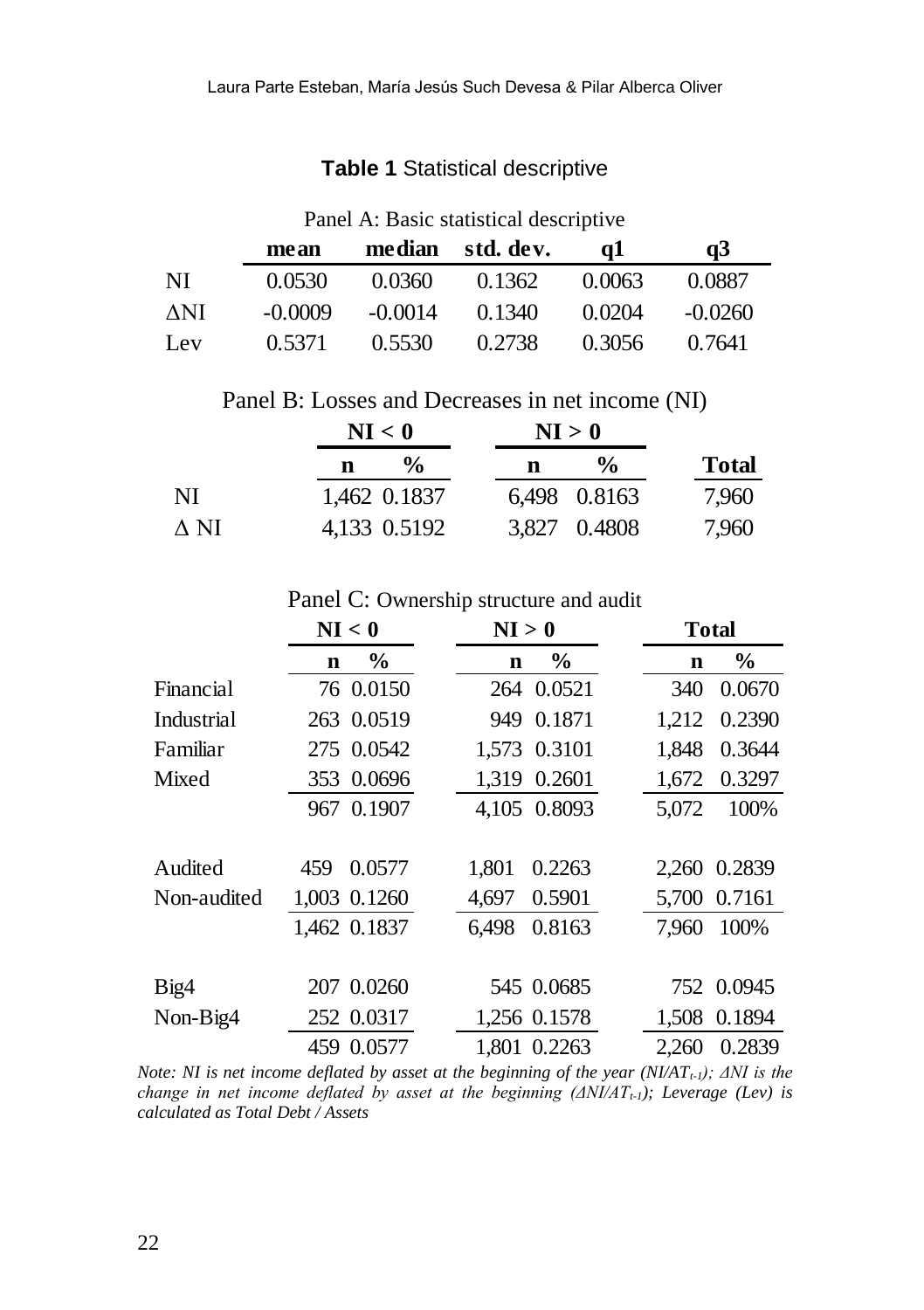**Table 1** Statistical descriptive

Panel A: Basic statistical descriptive

| | mean | median | std. dev. | q1 | q3 |
|---|---|---|---|---|---|
| NI | 0.0530 | 0.0360 | 0.1362 | 0.0063 | 0.0887 |
| ΔNI | -0.0009 | -0.0014 | 0.1340 | 0.0204 | -0.0260 |
| Lev | 0.5371 | 0.5530 | 0.2738 | 0.3056 | 0.7641 |

Panel B: Losses and Decreases in net income (NI)

| | NI < 0 | | NI > 0 | | |
|---|---|---|---|---|---|
| | n | % | n | % | Total |
| NI | 1,462 | 0.1837 | 6,498 | 0.8163 | 7,960 |
| Δ NI | 4,133 | 0.5192 | 3,827 | 0.4808 | 7,960 |

Panel C: Ownership structure and audit

| | NI < 0 | | NI > 0 | | Total | |
|---|---|---|---|---|---|---|
| | n | % | n | % | n | % |
| Financial | 76 | 0.0150 | 264 | 0.0521 | 340 | 0.0670 |
| Industrial | 263 | 0.0519 | 949 | 0.1871 | 1,212 | 0.2390 |
| Familiar | 275 | 0.0542 | 1,573 | 0.3101 | 1,848 | 0.3644 |
| Mixed | 353 | 0.0696 | 1,319 | 0.2601 | 1,672 | 0.3297 |
| | 967 | 0.1907 | 4,105 | 0.8093 | 5,072 | 100% |
| Audited | 459 | 0.0577 | 1,801 | 0.2263 | 2,260 | 0.2839 |
| Non-audited | 1,003 | 0.1260 | 4,697 | 0.5901 | 5,700 | 0.7161 |
| | 1,462 | 0.1837 | 6,498 | 0.8163 | 7,960 | 100% |
| Big4 | 207 | 0.0260 | 545 | 0.0685 | 752 | 0.0945 |
| Non-Big4 | 252 | 0.0317 | 1,256 | 0.1578 | 1,508 | 0.1894 |
| | 459 | 0.0577 | 1,801 | 0.2263 | 2,260 | 0.2839 |

*Note: NI is net income deflated by asset at the beginning of the year ($NI/AT_{t-1}$); ΔNI is the change in net income deflated by asset at the beginning ($\Delta NI/AT_{t-1}$); Leverage (Lev) is calculated as Total Debt / Assets*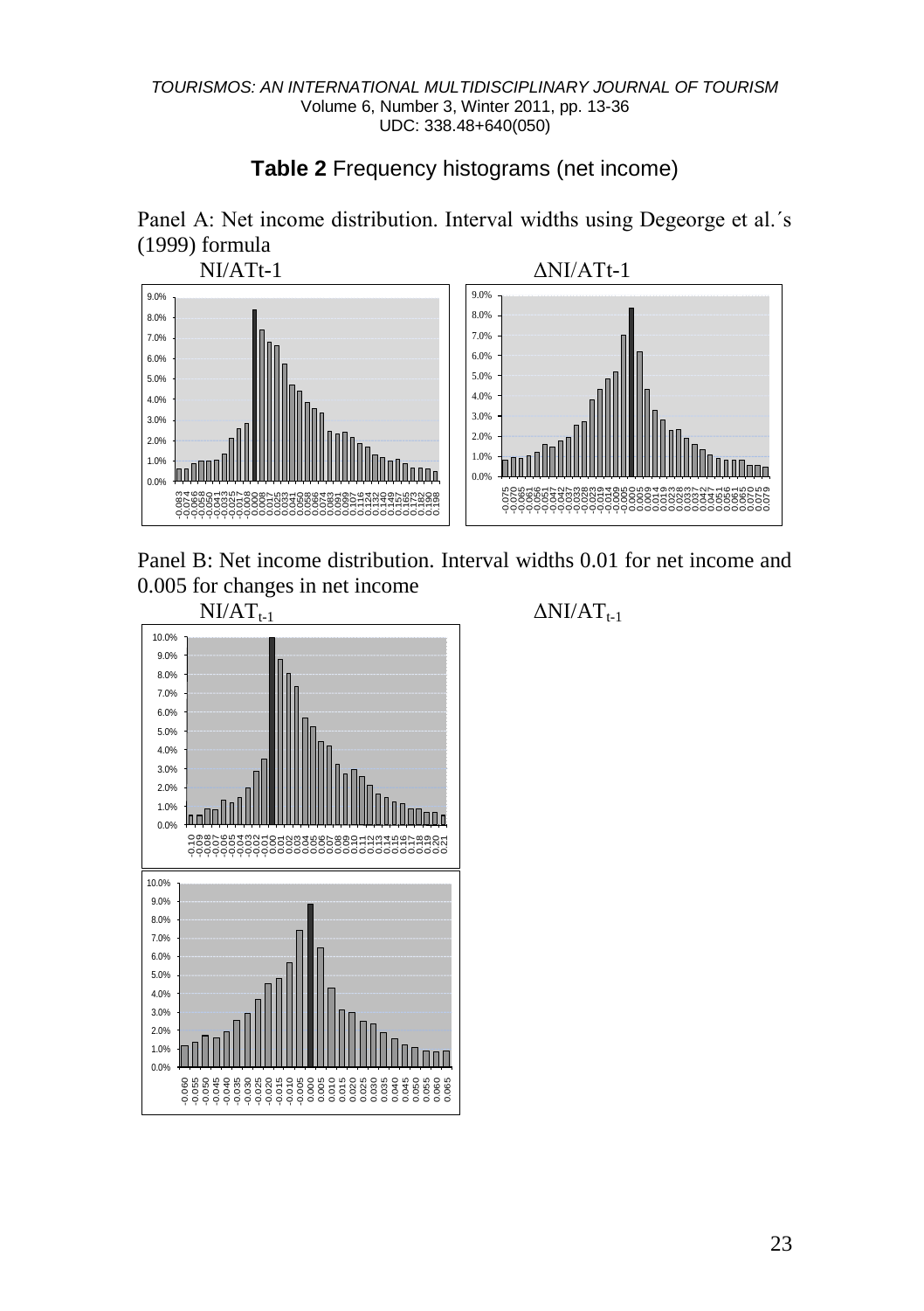**Table 2** Frequency histograms (net income)

Panel A: Net income distribution. Interval widths using Degeorge et al.´s (1999) formula

NI/ATt-1 ΔNI/ATt-1

Panel B: Net income distribution. Interval widths 0.01 for net income and 0.005 for changes in net income

$NI/AT_{t-1}$ $\Delta NI/AT_{t-1}$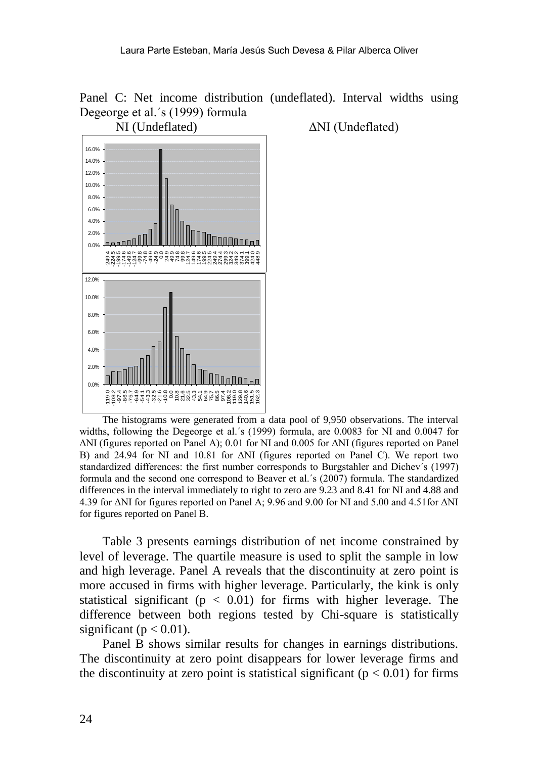Panel C: Net income distribution (undeflated). Interval widths using Degeorge et al.´s (1999) formula

NI (Undeflated) $\Delta$NI (Undeflated)

The histograms were generated from a data pool of 9,950 observations. The interval widths, following the Degeorge et al.´s (1999) formula, are 0.0083 for NI and 0.0047 for $\Delta$NI (figures reported on Panel A); 0.01 for NI and 0.005 for $\Delta$NI (figures reported on Panel B) and 24.94 for NI and 10.81 for $\Delta$NI (figures reported on Panel C). We report two standardized differences: the first number corresponds to Burgstahler and Dichev´s (1997) formula and the second one correspond to Beaver et al.´s (2007) formula. The standardized differences in the interval immediately to right to zero are 9.23 and 8.41 for NI and 4.88 and 4.39 for $\Delta$NI for figures reported on Panel A; 9.96 and 9.00 for NI and 5.00 and 4.51for $\Delta$NI for figures reported on Panel B.

Table 3 presents earnings distribution of net income constrained by level of leverage. The quartile measure is used to split the sample in low and high leverage. Panel A reveals that the discontinuity at zero point is more accused in firms with higher leverage. Particularly, the kink is only statistical significant ($p < 0.01$) for firms with higher leverage. The difference between both regions tested by Chi-square is statistically significant ($p < 0.01$).

Panel B shows similar results for changes in earnings distributions. The discontinuity at zero point disappears for lower leverage firms and the discontinuity at zero point is statistical significant ($p < 0.01$) for firms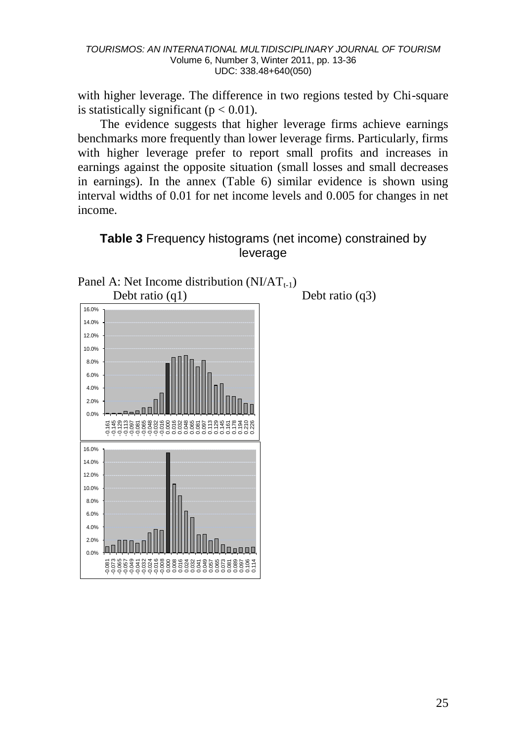with higher leverage. The difference in two regions tested by Chi-square is statistically significant ($p < 0.01$).

The evidence suggests that higher leverage firms achieve earnings benchmarks more frequently than lower leverage firms. Particularly, firms with higher leverage prefer to report small profits and increases in earnings against the opposite situation (small losses and small decreases in earnings). In the annex (Table 6) similar evidence is shown using interval widths of 0.01 for net income levels and 0.005 for changes in net income.

## **Table 3** Frequency histograms (net income) constrained by leverage

Panel A: Net Income distribution ($NI/AT_{t-1}$)

Debt ratio (q1) Debt ratio (q3)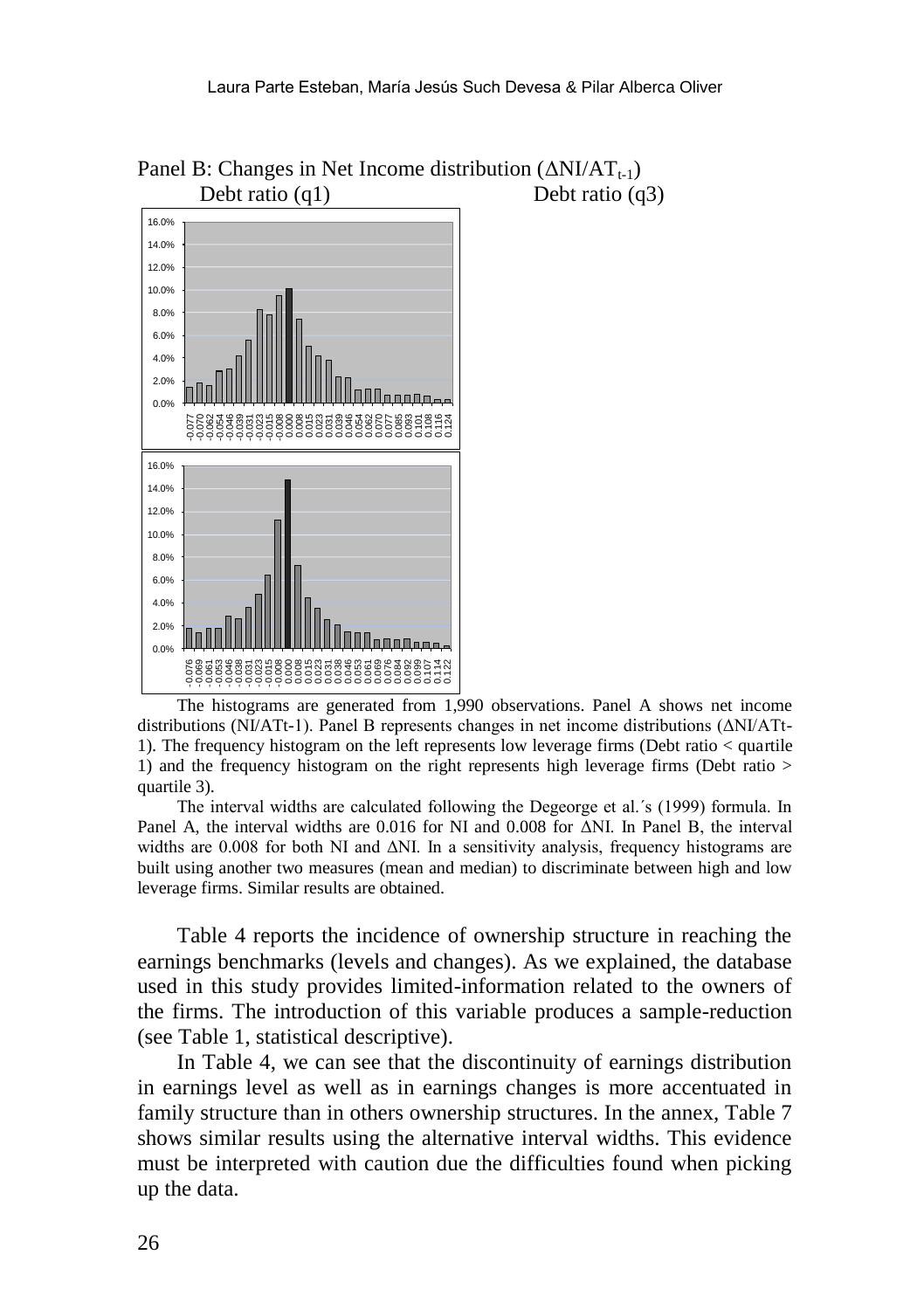Panel B: Changes in Net Income distribution ($\Delta NI/AT_{t-1}$)

Debt ratio (q1) Debt ratio (q3)

The histograms are generated from 1,990 observations. Panel A shows net income distributions (NI/ATt-1). Panel B represents changes in net income distributions (ΔNI/ATt-1). The frequency histogram on the left represents low leverage firms (Debt ratio < quartile 1) and the frequency histogram on the right represents high leverage firms (Debt ratio > quartile 3).

The interval widths are calculated following the Degeorge et al.´s (1999) formula. In Panel A, the interval widths are 0.016 for NI and 0.008 for ΔNI. In Panel B, the interval widths are 0.008 for both NI and ΔNI. In a sensitivity analysis, frequency histograms are built using another two measures (mean and median) to discriminate between high and low leverage firms. Similar results are obtained.

Table 4 reports the incidence of ownership structure in reaching the earnings benchmarks (levels and changes). As we explained, the database used in this study provides limited-information related to the owners of the firms. The introduction of this variable produces a sample-reduction (see Table 1, statistical descriptive).

In Table 4, we can see that the discontinuity of earnings distribution in earnings level as well as in earnings changes is more accentuated in family structure than in others ownership structures. In the annex, Table 7 shows similar results using the alternative interval widths. This evidence must be interpreted with caution due the difficulties found when picking up the data.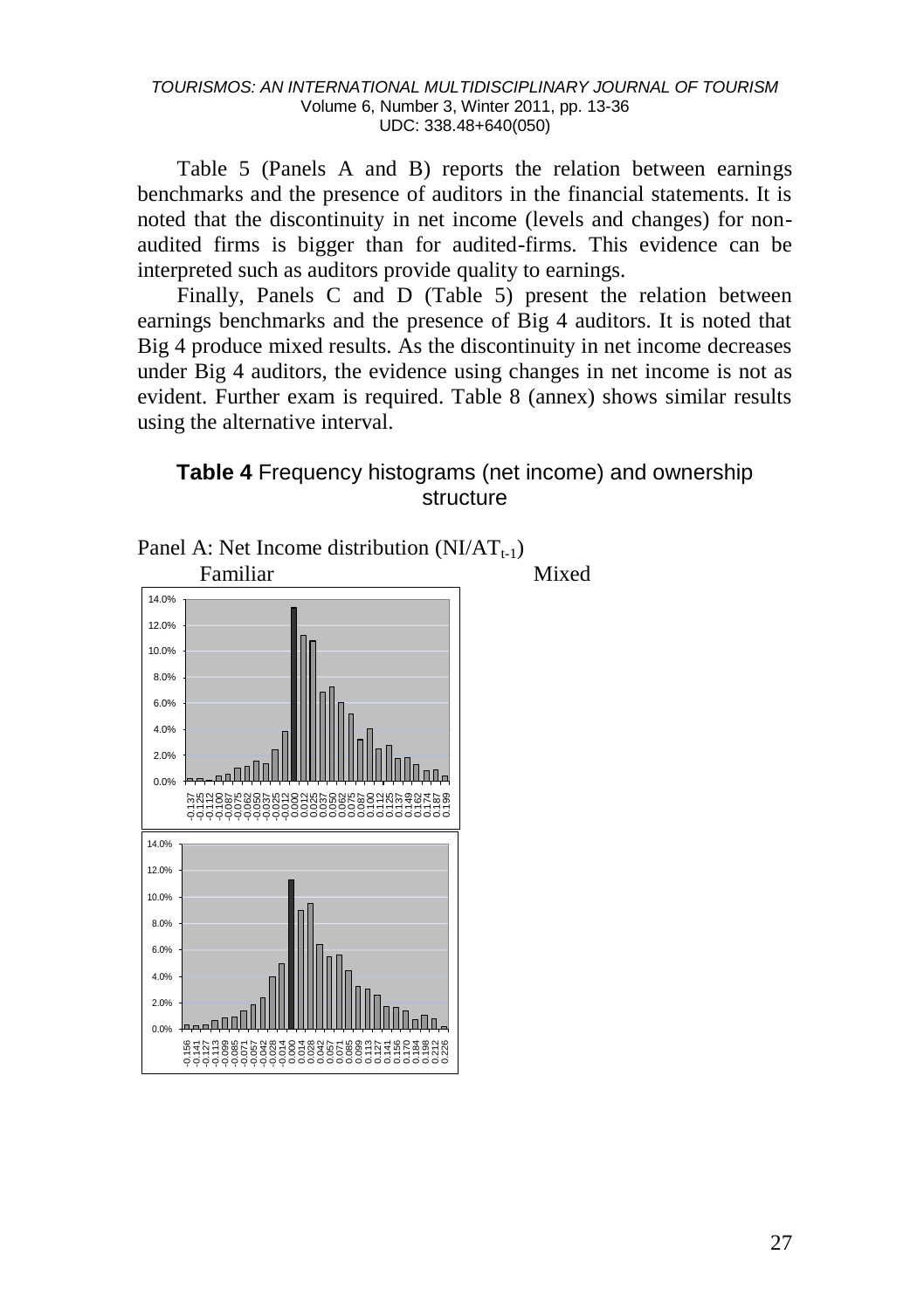Table 5 (Panels A and B) reports the relation between earnings benchmarks and the presence of auditors in the financial statements. It is noted that the discontinuity in net income (levels and changes) for non-audited firms is bigger than for audited-firms. This evidence can be interpreted such as auditors provide quality to earnings.

Finally, Panels C and D (Table 5) present the relation between earnings benchmarks and the presence of Big 4 auditors. It is noted that Big 4 produce mixed results. As the discontinuity in net income decreases under Big 4 auditors, the evidence using changes in net income is not as evident. Further exam is required. Table 8 (annex) shows similar results using the alternative interval.

**Table 4** Frequency histograms (net income) and ownership structure

Panel A: Net Income distribution ($NI/AT_{t-1}$)

Familiar Mixed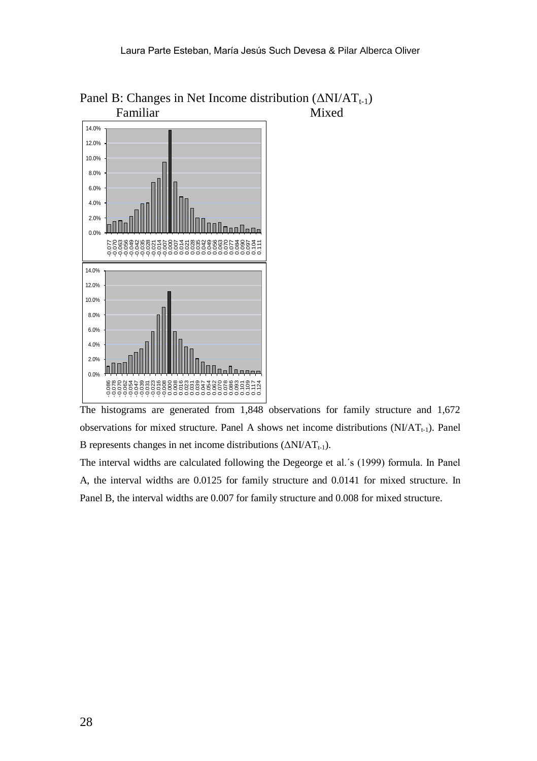Panel B: Changes in Net Income distribution ($\Delta NI/AT_{t-1}$)

Familiar Mixed

The histograms are generated from 1,848 observations for family structure and 1,672 observations for mixed structure. Panel A shows net income distributions ($NI/AT_{t-1}$). Panel B represents changes in net income distributions ($\Delta NI/AT_{t-1}$).

The interval widths are calculated following the Degeorge et al.´s (1999) formula. In Panel A, the interval widths are 0.0125 for family structure and 0.0141 for mixed structure. In Panel B, the interval widths are 0.007 for family structure and 0.008 for mixed structure.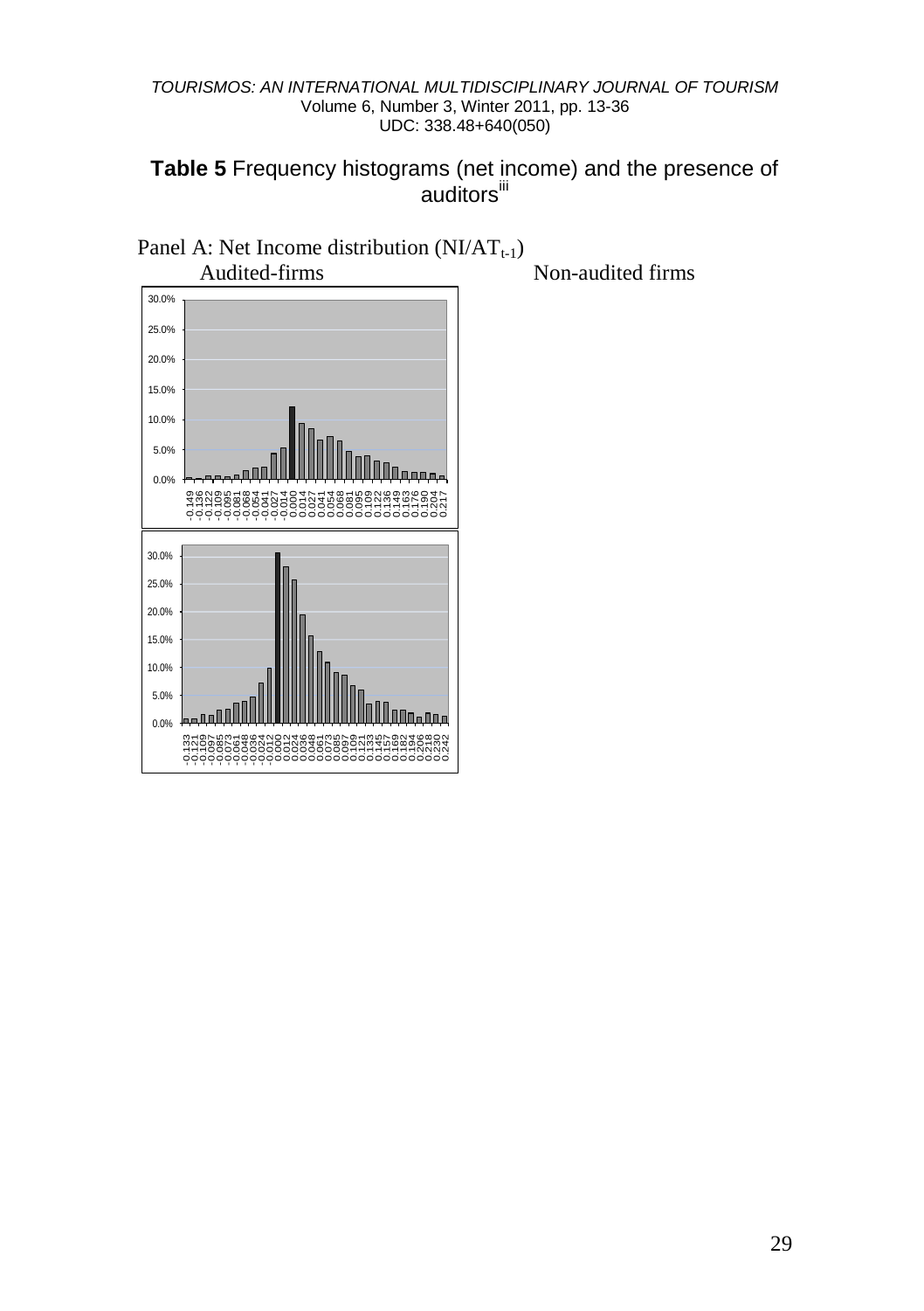**Table 5** Frequency histograms (net income) and the presence of auditors[iii]

Panel A: Net Income distribution ($NI/AT_{t-1}$)

Audited-firms Non-audited firms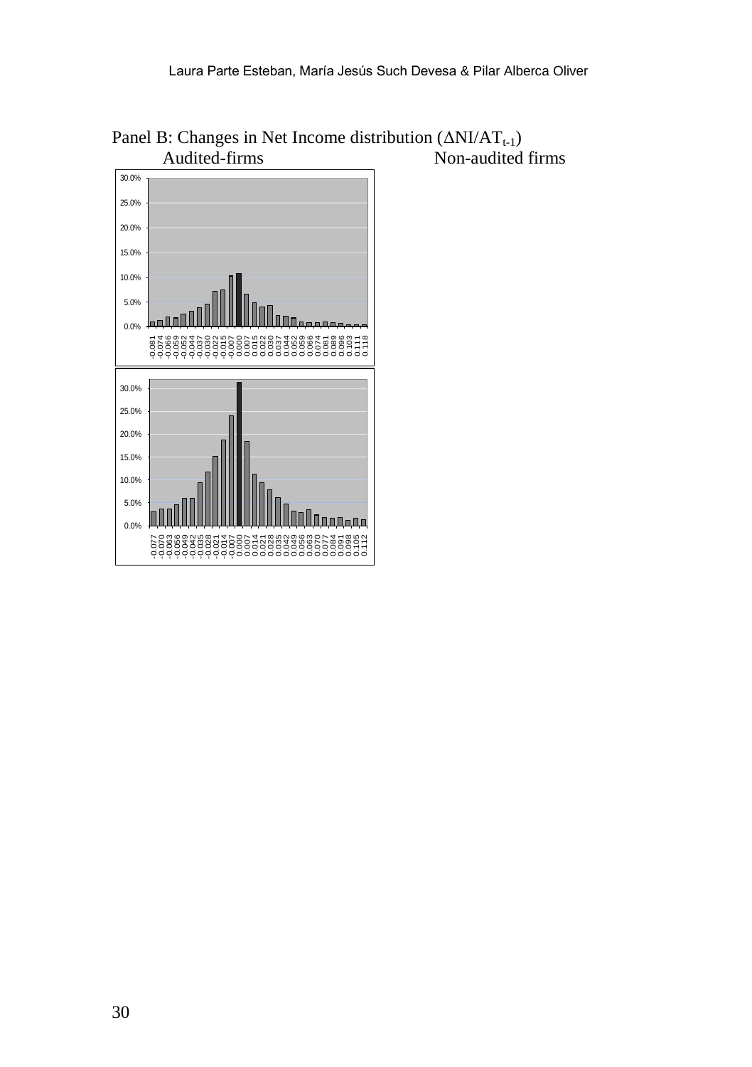Panel B: Changes in Net Income distribution ($\Delta NI/AT_{t-1}$)

Audited-firms Non-audited firms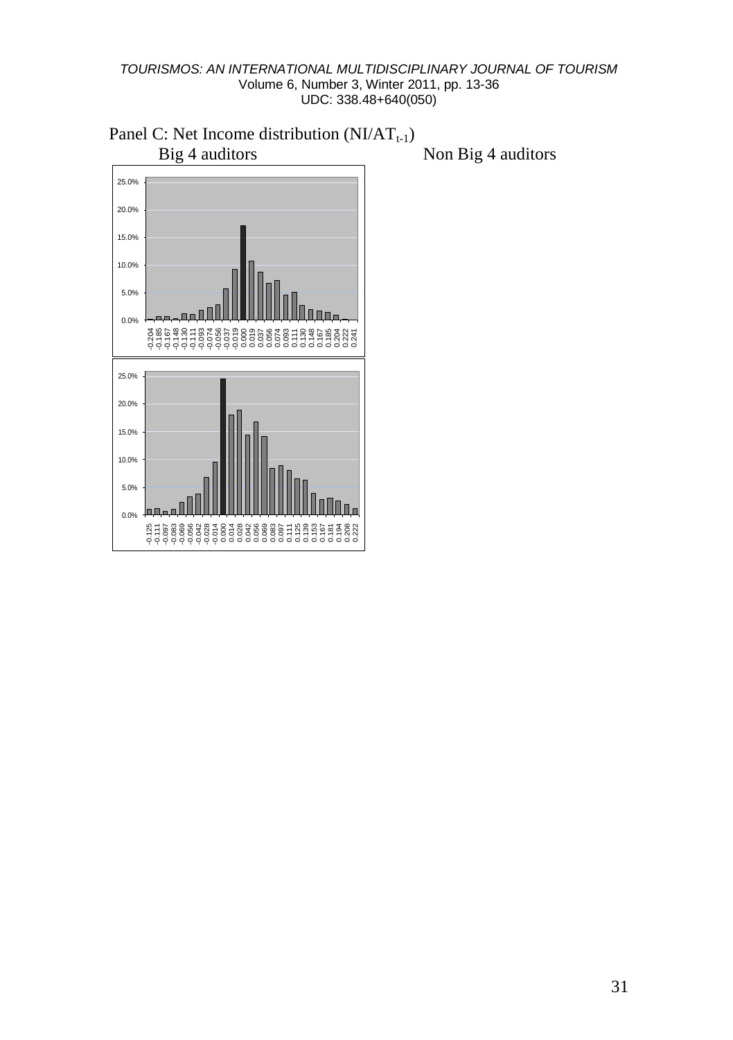Panel C: Net Income distribution ($NI/AT_{t-1}$)

Big 4 auditors Non Big 4 auditors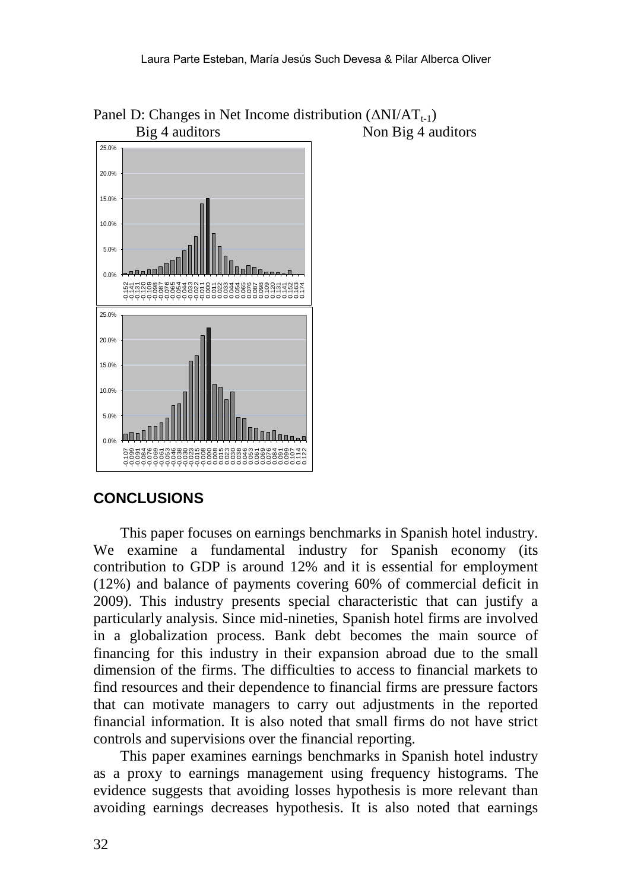Panel D: Changes in Net Income distribution ($\Delta NI/AT_{t-1}$)

Big 4 auditors Non Big 4 auditors

## CONCLUSIONS

This paper focuses on earnings benchmarks in Spanish hotel industry. We examine a fundamental industry for Spanish economy (its contribution to GDP is around 12% and it is essential for employment (12%) and balance of payments covering 60% of commercial deficit in 2009). This industry presents special characteristic that can justify a particularly analysis. Since mid-nineties, Spanish hotel firms are involved in a globalization process. Bank debt becomes the main source of financing for this industry in their expansion abroad due to the small dimension of the firms. The difficulties to access to financial markets to find resources and their dependence to financial firms are pressure factors that can motivate managers to carry out adjustments in the reported financial information. It is also noted that small firms do not have strict controls and supervisions over the financial reporting.

This paper examines earnings benchmarks in Spanish hotel industry as a proxy to earnings management using frequency histograms. The evidence suggests that avoiding losses hypothesis is more relevant than avoiding earnings decreases hypothesis. It is also noted that earnings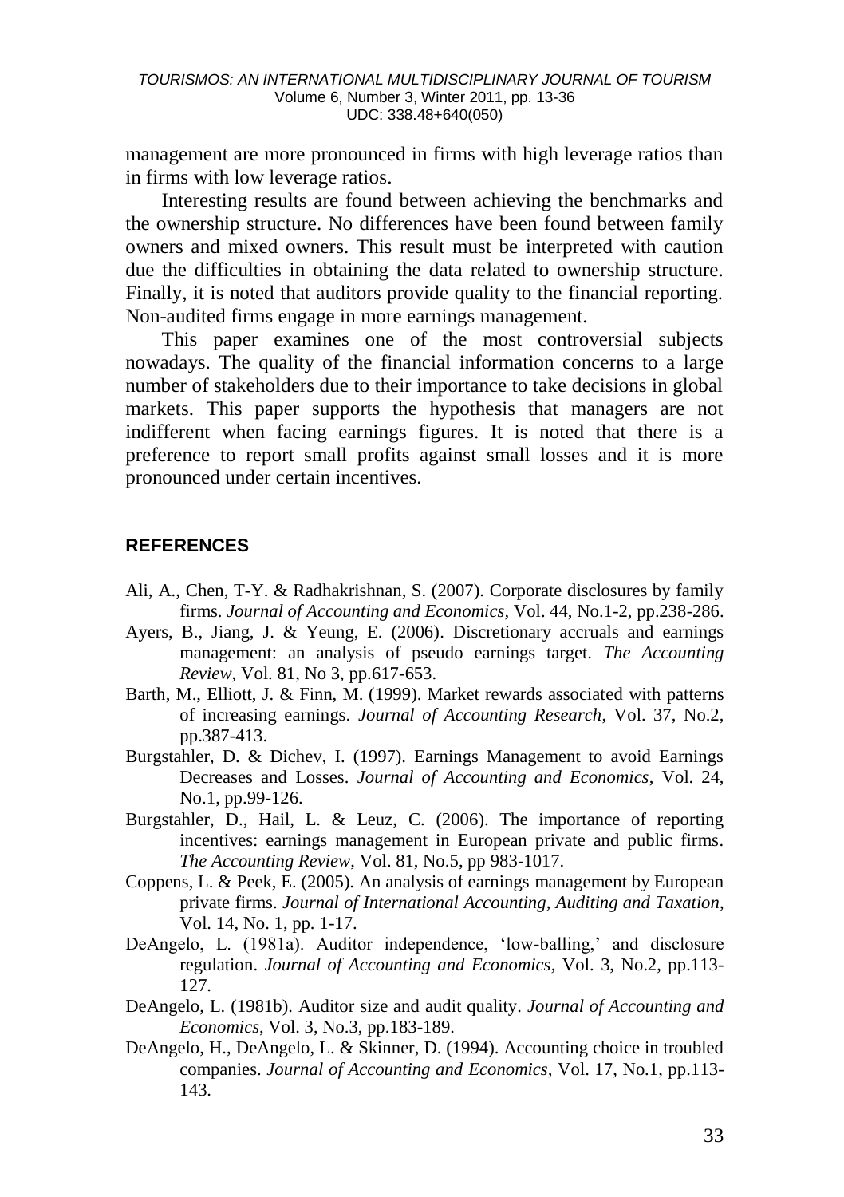management are more pronounced in firms with high leverage ratios than in firms with low leverage ratios.

Interesting results are found between achieving the benchmarks and the ownership structure. No differences have been found between family owners and mixed owners. This result must be interpreted with caution due the difficulties in obtaining the data related to ownership structure. Finally, it is noted that auditors provide quality to the financial reporting. Non-audited firms engage in more earnings management.

This paper examines one of the most controversial subjects nowadays. The quality of the financial information concerns to a large number of stakeholders due to their importance to take decisions in global markets. This paper supports the hypothesis that managers are not indifferent when facing earnings figures. It is noted that there is a preference to report small profits against small losses and it is more pronounced under certain incentives.

## REFERENCES

Ali, A., Chen, T-Y. & Radhakrishnan, S. (2007). Corporate disclosures by family firms. *Journal of Accounting and Economics*, Vol. 44, No.1-2, pp.238-286.

Ayers, B., Jiang, J. & Yeung, E. (2006). Discretionary accruals and earnings management: an analysis of pseudo earnings target. *The Accounting Review*, Vol. 81, No 3, pp.617-653.

Barth, M., Elliott, J. & Finn, M. (1999). Market rewards associated with patterns of increasing earnings. *Journal of Accounting Research*, Vol. 37, No.2, pp.387-413.

Burgstahler, D. & Dichev, I. (1997). Earnings Management to avoid Earnings Decreases and Losses. *Journal of Accounting and Economics*, Vol. 24, No.1, pp.99-126.

Burgstahler, D., Hail, L. & Leuz, C. (2006). The importance of reporting incentives: earnings management in European private and public firms. *The Accounting Review*, Vol. 81, No.5, pp 983-1017.

Coppens, L. & Peek, E. (2005). An analysis of earnings management by European private firms. *Journal of International Accounting, Auditing and Taxation*, Vol. 14, No. 1, pp. 1-17.

DeAngelo, L. (1981a). Auditor independence, 'low-balling,' and disclosure regulation. *Journal of Accounting and Economics*, Vol. 3, No.2, pp.113-127.

DeAngelo, L. (1981b). Auditor size and audit quality. *Journal of Accounting and Economics*, Vol. 3, No.3, pp.183-189.

DeAngelo, H., DeAngelo, L. & Skinner, D. (1994). Accounting choice in troubled companies. *Journal of Accounting and Economics*, Vol. 17, No.1, pp.113-143.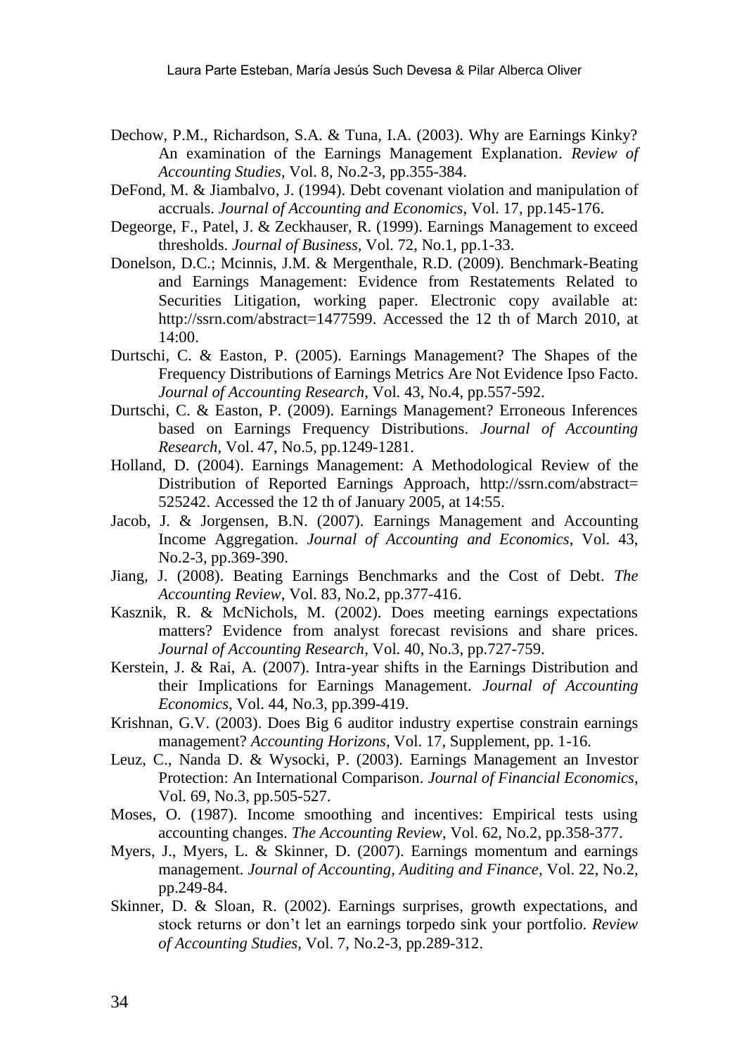Dechow, P.M., Richardson, S.A. & Tuna, I.A. (2003). Why are Earnings Kinky? An examination of the Earnings Management Explanation. *Review of Accounting Studies*, Vol. 8, No.2-3, pp.355-384.

DeFond, M. & Jiambalvo, J. (1994). Debt covenant violation and manipulation of accruals. *Journal of Accounting and Economics*, Vol. 17, pp.145-176.

Degeorge, F., Patel, J. & Zeckhauser, R. (1999). Earnings Management to exceed thresholds. *Journal of Business,* Vol. 72, No.1, pp.1-33.

Donelson, D.C.; Mcinnis, J.M. & Mergenthale, R.D. (2009). Benchmark-Beating and Earnings Management: Evidence from Restatements Related to Securities Litigation, working paper. Electronic copy available at: http://ssrn.com/abstract=1477599. Accessed the 12 th of March 2010, at 14:00.

Durtschi, C. & Easton, P. (2005). Earnings Management? The Shapes of the Frequency Distributions of Earnings Metrics Are Not Evidence Ipso Facto. *Journal of Accounting Research*, Vol. 43, No.4, pp.557-592.

Durtschi, C. & Easton, P. (2009). Earnings Management? Erroneous Inferences based on Earnings Frequency Distributions. *Journal of Accounting Research*, Vol. 47, No.5, pp.1249-1281.

Holland, D. (2004). Earnings Management: A Methodological Review of the Distribution of Reported Earnings Approach, http://ssrn.com/abstract= 525242. Accessed the 12 th of January 2005, at 14:55.

Jacob, J. & Jorgensen, B.N. (2007). Earnings Management and Accounting Income Aggregation. *Journal of Accounting and Economics*, Vol. 43, No.2-3, pp.369-390.

Jiang, J. (2008). Beating Earnings Benchmarks and the Cost of Debt. *The Accounting Review*, Vol. 83, No.2, pp.377-416.

Kasznik, R. & McNichols, M. (2002). Does meeting earnings expectations matters? Evidence from analyst forecast revisions and share prices. *Journal of Accounting Research*, Vol. 40, No.3, pp.727-759.

Kerstein, J. & Rai, A. (2007). Intra-year shifts in the Earnings Distribution and their Implications for Earnings Management. *Journal of Accounting Economics*, Vol. 44, No.3, pp.399-419.

Krishnan, G.V. (2003). Does Big 6 auditor industry expertise constrain earnings management? *Accounting Horizons*, Vol. 17, Supplement, pp. 1-16.

Leuz, C., Nanda D. & Wysocki, P. (2003). Earnings Management an Investor Protection: An International Comparison. *Journal of Financial Economics*, Vol. 69, No.3, pp.505-527.

Moses, O. (1987). Income smoothing and incentives: Empirical tests using accounting changes. *The Accounting Review*, Vol. 62, No.2, pp.358-377.

Myers, J., Myers, L. & Skinner, D. (2007). Earnings momentum and earnings management. *Journal of Accounting, Auditing and Finance*, Vol. 22, No.2, pp.249-84.

Skinner, D. & Sloan, R. (2002). Earnings surprises, growth expectations, and stock returns or don't let an earnings torpedo sink your portfolio. *Review of Accounting Studies*, Vol. 7, No.2-3, pp.289-312.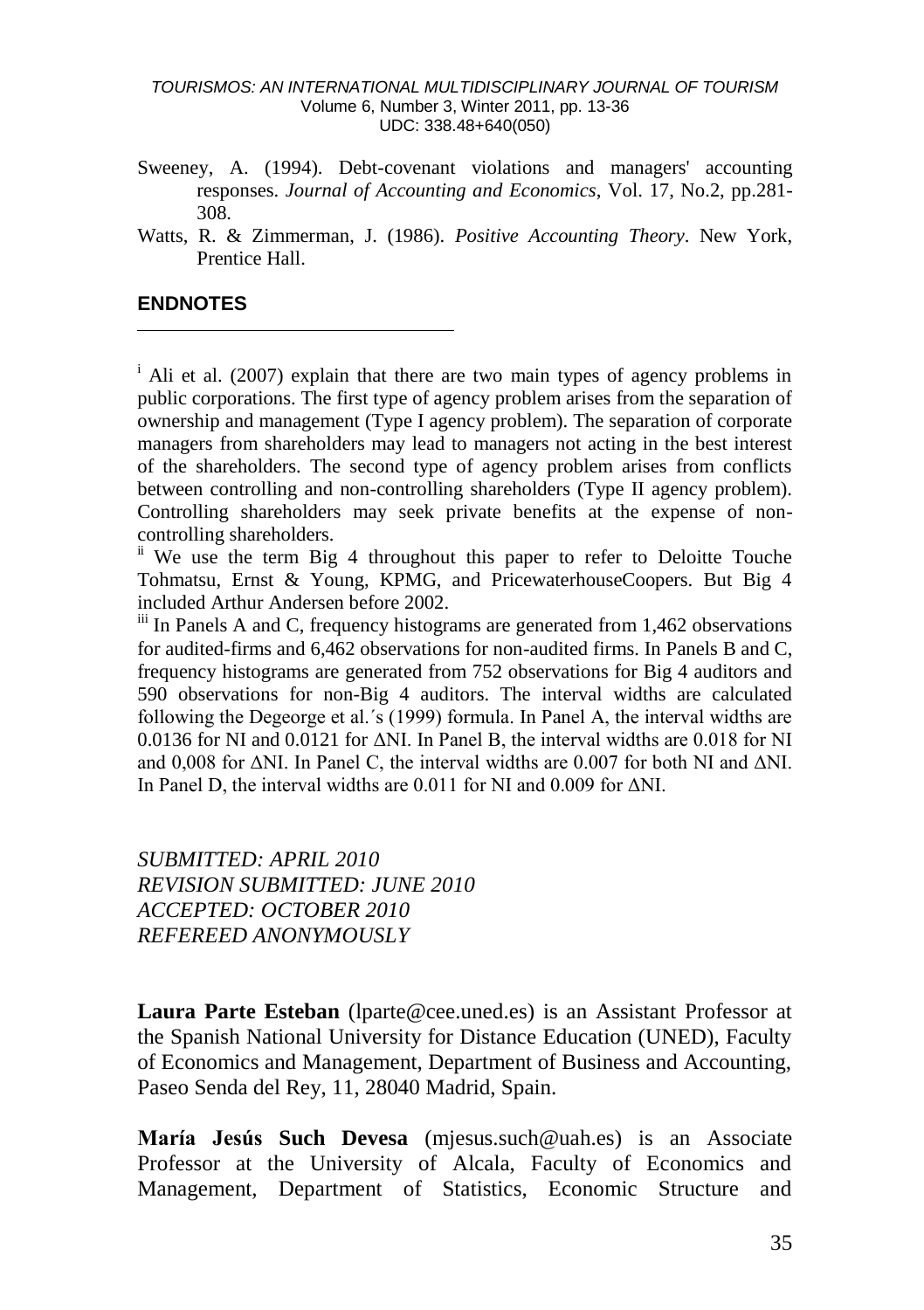Sweeney, A. (1994). Debt-covenant violations and managers' accounting responses. *Journal of Accounting and Economics*, Vol. 17, No.2, pp.281-308.

Watts, R. & Zimmerman, J. (1986). *Positive Accounting Theory*. New York, Prentice Hall.

## ENDNOTES

[i] Ali et al. (2007) explain that there are two main types of agency problems in public corporations. The first type of agency problem arises from the separation of ownership and management (Type I agency problem). The separation of corporate managers from shareholders may lead to managers not acting in the best interest of the shareholders. The second type of agency problem arises from conflicts between controlling and non-controlling shareholders (Type II agency problem). Controlling shareholders may seek private benefits at the expense of non-controlling shareholders.

[ii] We use the term Big 4 throughout this paper to refer to Deloitte Touche Tohmatsu, Ernst & Young, KPMG, and PricewaterhouseCoopers. But Big 4 included Arthur Andersen before 2002.

[iii] In Panels A and C, frequency histograms are generated from 1,462 observations for audited-firms and 6,462 observations for non-audited firms. In Panels B and C, frequency histograms are generated from 752 observations for Big 4 auditors and 590 observations for non-Big 4 auditors. The interval widths are calculated following the Degeorge et al.´s (1999) formula. In Panel A, the interval widths are 0.0136 for NI and 0.0121 for ΔNI. In Panel B, the interval widths are 0.018 for NI and 0,008 for ΔNI. In Panel C, the interval widths are 0.007 for both NI and ΔNI. In Panel D, the interval widths are 0.011 for NI and 0.009 for ΔNI.

*SUBMITTED: APRIL 2010*
*REVISION SUBMITTED: JUNE 2010*
*ACCEPTED: OCTOBER 2010*
*REFEREED ANONYMOUSLY*

**Laura Parte Esteban** (lparte@cee.uned.es) is an Assistant Professor at the Spanish National University for Distance Education (UNED), Faculty of Economics and Management, Department of Business and Accounting, Paseo Senda del Rey, 11, 28040 Madrid, Spain.

**María Jesús Such Devesa** (mjesus.such@uah.es) is an Associate Professor at the University of Alcala, Faculty of Economics and Management, Department of Statistics, Economic Structure and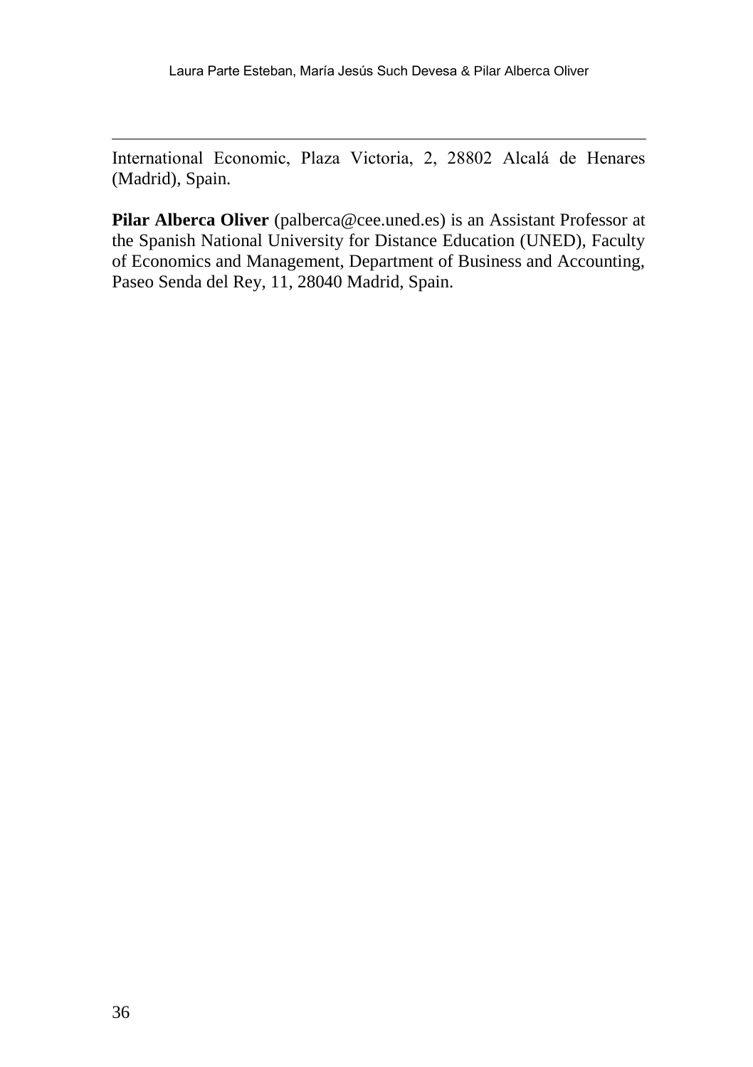International Economic, Plaza Victoria, 2, 28802 Alcalá de Henares (Madrid), Spain.

**Pilar Alberca Oliver** (palberca@cee.uned.es) is an Assistant Professor at the Spanish National University for Distance Education (UNED), Faculty of Economics and Management, Department of Business and Accounting, Paseo Senda del Rey, 11, 28040 Madrid, Spain.